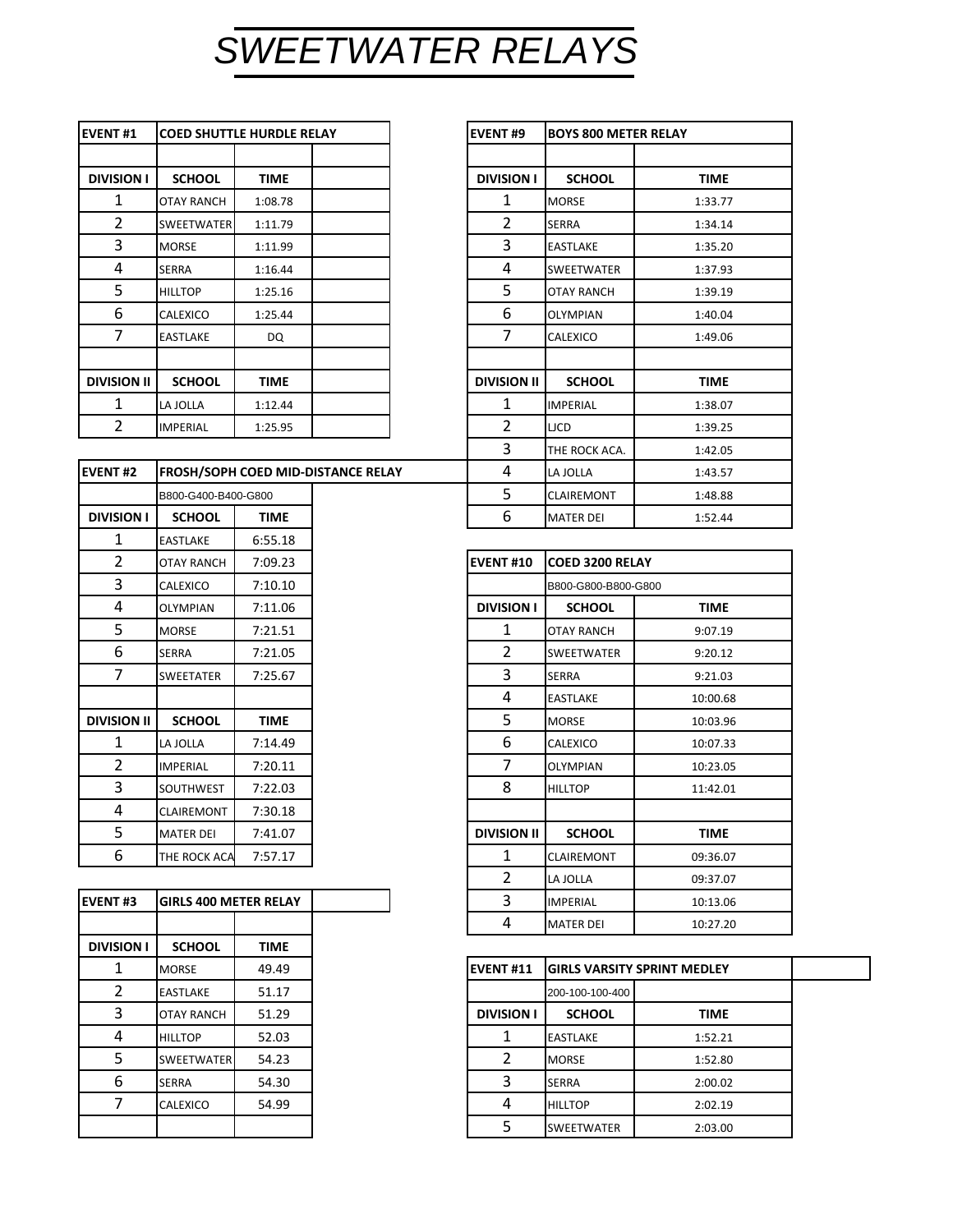# SWEETWATER RELAYS

| EVENT #1 | COED SHUTTLE HURDLE RELAY | |
|---|---|---|
| **DIVISION I** | **SCHOOL** | **TIME** |
| 1 | OTAY RANCH | 1:08.78 |
| 2 | SWEETWATER | 1:11.79 |
| 3 | MORSE | 1:11.99 |
| 4 | SERRA | 1:16.44 |
| 5 | HILLTOP | 1:25.16 |
| 6 | CALEXICO | 1:25.44 |
| 7 | EASTLAKE | DQ |
| | | |
| **DIVISION II** | **SCHOOL** | **TIME** |
| 1 | LA JOLLA | 1:12.44 |
| 2 | IMPERIAL | 1:25.95 |

| EVENT #2 | FROSH/SOPH COED MID-DISTANCE RELAY | |
|---|---|---|
| | B800-G400-B400-G800 | |
| **DIVISION I** | **SCHOOL** | **TIME** |
| 1 | EASTLAKE | 6:55.18 |
| 2 | OTAY RANCH | 7:09.23 |
| 3 | CALEXICO | 7:10.10 |
| 4 | OLYMPIAN | 7:11.06 |
| 5 | MORSE | 7:21.51 |
| 6 | SERRA | 7:21.05 |
| 7 | SWEETATER | 7:25.67 |
| | | |
| **DIVISION II** | **SCHOOL** | **TIME** |
| 1 | LA JOLLA | 7:14.49 |
| 2 | IMPERIAL | 7:20.11 |
| 3 | SOUTHWEST | 7:22.03 |
| 4 | CLAIREMONT | 7:30.18 |
| 5 | MATER DEI | 7:41.07 |
| 6 | THE ROCK ACA | 7:57.17 |

| EVENT #3 | GIRLS 400 METER RELAY | |
|---|---|---|
| **DIVISION I** | **SCHOOL** | **TIME** |
| 1 | MORSE | 49.49 |
| 2 | EASTLAKE | 51.17 |
| 3 | OTAY RANCH | 51.29 |
| 4 | HILLTOP | 52.03 |
| 5 | SWEETWATER | 54.23 |
| 6 | SERRA | 54.30 |
| 7 | CALEXICO | 54.99 |

| EVENT #9 | BOYS 800 METER RELAY | |
|---|---|---|
| **DIVISION I** | **SCHOOL** | **TIME** |
| 1 | MORSE | 1:33.77 |
| 2 | SERRA | 1:34.14 |
| 3 | EASTLAKE | 1:35.20 |
| 4 | SWEETWATER | 1:37.93 |
| 5 | OTAY RANCH | 1:39.19 |
| 6 | OLYMPIAN | 1:40.04 |
| 7 | CALEXICO | 1:49.06 |
| | | |
| **DIVISION II** | **SCHOOL** | **TIME** |
| 1 | IMPERIAL | 1:38.07 |
| 2 | LJCD | 1:39.25 |
| 3 | THE ROCK ACA. | 1:42.05 |
| 4 | LA JOLLA | 1:43.57 |
| 5 | CLAIREMONT | 1:48.88 |
| 6 | MATER DEI | 1:52.44 |

| EVENT #10 | COED 3200 RELAY | |
|---|---|---|
| | B800-G800-B800-G800 | |
| **DIVISION I** | **SCHOOL** | **TIME** |
| 1 | OTAY RANCH | 9:07.19 |
| 2 | SWEETWATER | 9:20.12 |
| 3 | SERRA | 9:21.03 |
| 4 | EASTLAKE | 10:00.68 |
| 5 | MORSE | 10:03.96 |
| 6 | CALEXICO | 10:07.33 |
| 7 | OLYMPIAN | 10:23.05 |
| 8 | HILLTOP | 11:42.01 |
| | | |
| **DIVISION II** | **SCHOOL** | **TIME** |
| 1 | CLAIREMONT | 09:36.07 |
| 2 | LA JOLLA | 09:37.07 |
| 3 | IMPERIAL | 10:13.06 |
| 4 | MATER DEI | 10:27.20 |

| EVENT #11 | GIRLS VARSITY SPRINT MEDLEY | |
|---|---|---|
| | 200-100-100-400 | |
| **DIVISION I** | **SCHOOL** | **TIME** |
| 1 | EASTLAKE | 1:52.21 |
| 2 | MORSE | 1:52.80 |
| 3 | SERRA | 2:00.02 |
| 4 | HILLTOP | 2:02.19 |
| 5 | SWEETWATER | 2:03.00 |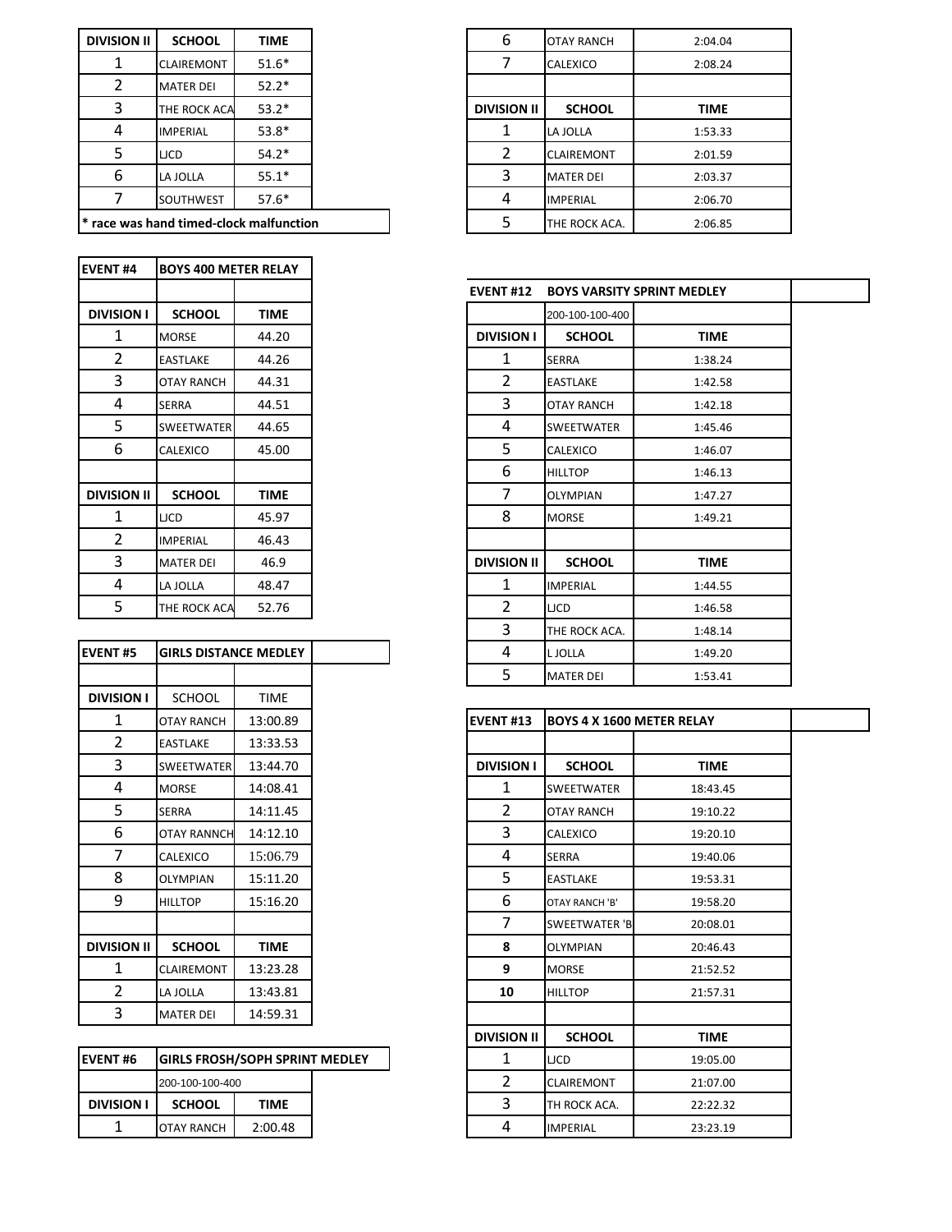| DIVISION II | SCHOOL | TIME |
|---|---|---|
| 1 | CLAIREMONT | 51.6* |
| 2 | MATER DEI | 52.2* |
| 3 | THE ROCK ACA | 53.2* |
| 4 | IMPERIAL | 53.8* |
| 5 | LJCD | 54.2* |
| 6 | LA JOLLA | 55.1* |
| 7 | SOUTHWEST | 57.6* |
| * race was hand timed-clock malfunction | | |

| EVENT #4 | BOYS 400 METER RELAY | |
|---|---|---|
| | | |
| DIVISION I | SCHOOL | TIME |
| 1 | MORSE | 44.20 |
| 2 | EASTLAKE | 44.26 |
| 3 | OTAY RANCH | 44.31 |
| 4 | SERRA | 44.51 |
| 5 | SWEETWATER | 44.65 |
| 6 | CALEXICO | 45.00 |
| | | |
| DIVISION II | SCHOOL | TIME |
| 1 | LJCD | 45.97 |
| 2 | IMPERIAL | 46.43 |
| 3 | MATER DEI | 46.9 |
| 4 | LA JOLLA | 48.47 |
| 5 | THE ROCK ACA | 52.76 |

| EVENT #5 | GIRLS DISTANCE MEDLEY | |
|---|---|---|
| | | |
| DIVISION I | SCHOOL | TIME |
| 1 | OTAY RANCH | 13:00.89 |
| 2 | EASTLAKE | 13:33.53 |
| 3 | SWEETWATER | 13:44.70 |
| 4 | MORSE | 14:08.41 |
| 5 | SERRA | 14:11.45 |
| 6 | OTAY RANNCH | 14:12.10 |
| 7 | CALEXICO | 15:06.79 |
| 8 | OLYMPIAN | 15:11.20 |
| 9 | HILLTOP | 15:16.20 |
| | | |
| DIVISION II | SCHOOL | TIME |
| 1 | CLAIREMONT | 13:23.28 |
| 2 | LA JOLLA | 13:43.81 |
| 3 | MATER DEI | 14:59.31 |

| EVENT #6 | GIRLS FROSH/SOPH SPRINT MEDLEY | |
|---|---|---|
| | 200-100-100-400 | |
| DIVISION I | SCHOOL | TIME |
| 1 | OTAY RANCH | 2:00.48 |
| 6 | OTAY RANCH | 2:04.04 |
| 7 | CALEXICO | 2:08.24 |
| | | |
| DIVISION II | SCHOOL | TIME |
| 1 | LA JOLLA | 1:53.33 |
| 2 | CLAIREMONT | 2:01.59 |
| 3 | MATER DEI | 2:03.37 |
| 4 | IMPERIAL | 2:06.70 |
| 5 | THE ROCK ACA. | 2:06.85 |

| EVENT #12 | BOYS VARSITY SPRINT MEDLEY | |
|---|---|---|
| | 200-100-100-400 | |
| DIVISION I | SCHOOL | TIME |
| 1 | SERRA | 1:38.24 |
| 2 | EASTLAKE | 1:42.58 |
| 3 | OTAY RANCH | 1:42.18 |
| 4 | SWEETWATER | 1:45.46 |
| 5 | CALEXICO | 1:46.07 |
| 6 | HILLTOP | 1:46.13 |
| 7 | OLYMPIAN | 1:47.27 |
| 8 | MORSE | 1:49.21 |
| | | |
| DIVISION II | SCHOOL | TIME |
| 1 | IMPERIAL | 1:44.55 |
| 2 | LJCD | 1:46.58 |
| 3 | THE ROCK ACA. | 1:48.14 |
| 4 | L JOLLA | 1:49.20 |
| 5 | MATER DEI | 1:53.41 |

| EVENT #13 | BOYS 4 X 1600 METER RELAY | |
|---|---|---|
| | | |
| DIVISION I | SCHOOL | TIME |
| 1 | SWEETWATER | 18:43.45 |
| 2 | OTAY RANCH | 19:10.22 |
| 3 | CALEXICO | 19:20.10 |
| 4 | SERRA | 19:40.06 |
| 5 | EASTLAKE | 19:53.31 |
| 6 | OTAY RANCH 'B' | 19:58.20 |
| 7 | SWEETWATER 'B | 20:08.01 |
| 8 | OLYMPIAN | 20:46.43 |
| 9 | MORSE | 21:52.52 |
| 10 | HILLTOP | 21:57.31 |
| | | |
| DIVISION II | SCHOOL | TIME |
| 1 | LJCD | 19:05.00 |
| 2 | CLAIREMONT | 21:07.00 |
| 3 | TH ROCK ACA. | 22:22.32 |
| 4 | IMPERIAL | 23:23.19 |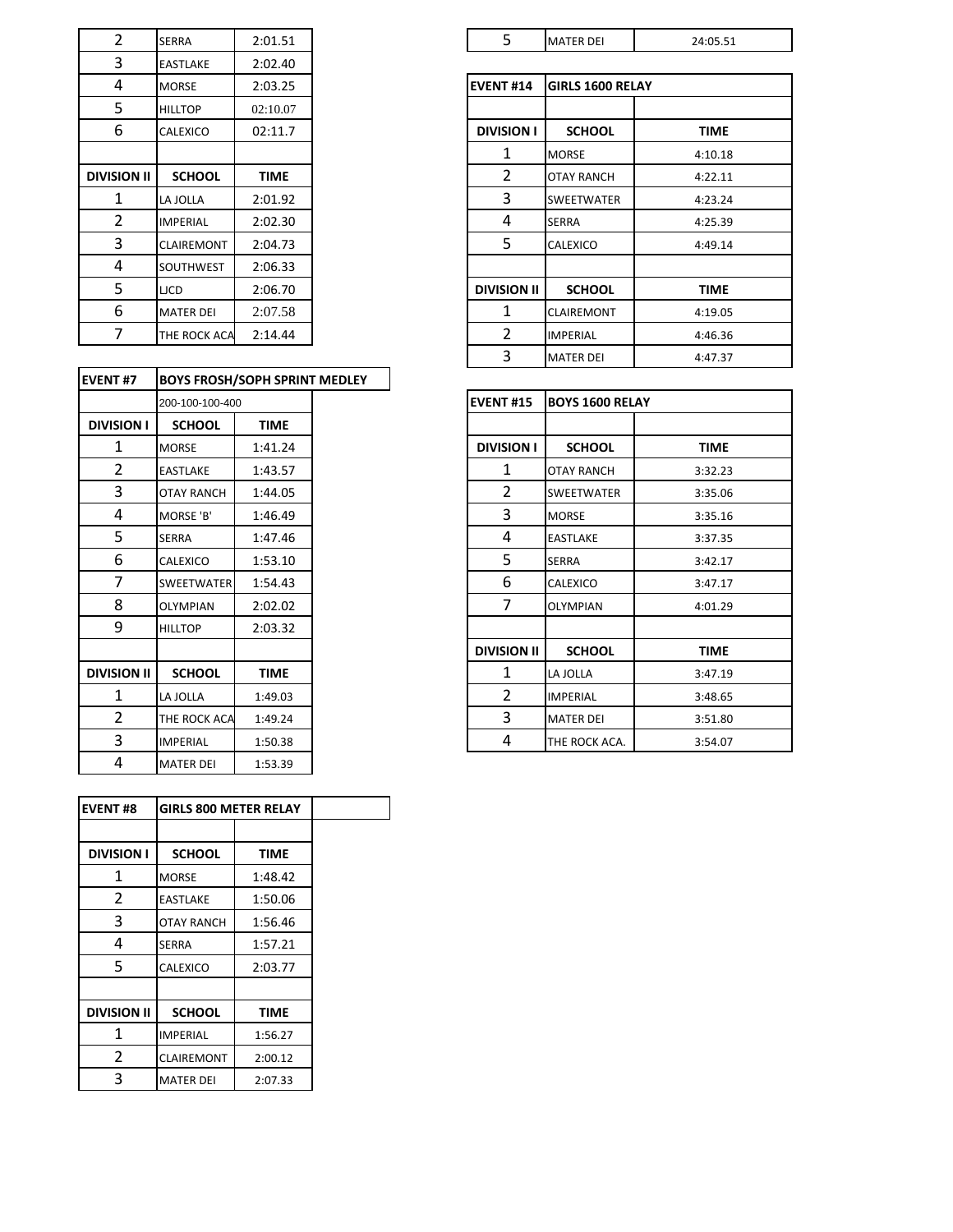| 2 | SERRA | 2:01.51 |
|---|---|---|
| 3 | EASTLAKE | 2:02.40 |
| 4 | MORSE | 2:03.25 |
| 5 | HILLTOP | 02:10.07 |
| 6 | CALEXICO | 02:11.7 |
| | | |
| **DIVISION II** | **SCHOOL** | **TIME** |
| 1 | LA JOLLA | 2:01.92 |
| 2 | IMPERIAL | 2:02.30 |
| 3 | CLAIREMONT | 2:04.73 |
| 4 | SOUTHWEST | 2:06.33 |
| 5 | LJCD | 2:06.70 |
| 6 | MATER DEI | 2:07.58 |
| 7 | THE ROCK ACA | 2:14.44 |

| **EVENT #7** | **BOYS FROSH/SOPH SPRINT MEDLEY** | |
|---|---|---|
| | 200-100-100-400 | |
| **DIVISION I** | **SCHOOL** | **TIME** |
| 1 | MORSE | 1:41.24 |
| 2 | EASTLAKE | 1:43.57 |
| 3 | OTAY RANCH | 1:44.05 |
| 4 | MORSE 'B' | 1:46.49 |
| 5 | SERRA | 1:47.46 |
| 6 | CALEXICO | 1:53.10 |
| 7 | SWEETWATER | 1:54.43 |
| 8 | OLYMPIAN | 2:02.02 |
| 9 | HILLTOP | 2:03.32 |
| | | |
| **DIVISION II** | **SCHOOL** | **TIME** |
| 1 | LA JOLLA | 1:49.03 |
| 2 | THE ROCK ACA | 1:49.24 |
| 3 | IMPERIAL | 1:50.38 |
| 4 | MATER DEI | 1:53.39 |

| **EVENT #8** | **GIRLS 800 METER RELAY** | |
|---|---|---|
| | | |
| **DIVISION I** | **SCHOOL** | **TIME** |
| 1 | MORSE | 1:48.42 |
| 2 | EASTLAKE | 1:50.06 |
| 3 | OTAY RANCH | 1:56.46 |
| 4 | SERRA | 1:57.21 |
| 5 | CALEXICO | 2:03.77 |
| | | |
| **DIVISION II** | **SCHOOL** | **TIME** |
| 1 | IMPERIAL | 1:56.27 |
| 2 | CLAIREMONT | 2:00.12 |
| 3 | MATER DEI | 2:07.33 |

| 5 | MATER DEI | 24:05.51 |
|---|---|---|

| **EVENT #14** | **GIRLS 1600 RELAY** | |
|---|---|---|
| | | |
| **DIVISION I** | **SCHOOL** | **TIME** |
| 1 | MORSE | 4:10.18 |
| 2 | OTAY RANCH | 4:22.11 |
| 3 | SWEETWATER | 4:23.24 |
| 4 | SERRA | 4:25.39 |
| 5 | CALEXICO | 4:49.14 |
| | | |
| **DIVISION II** | **SCHOOL** | **TIME** |
| 1 | CLAIREMONT | 4:19.05 |
| 2 | IMPERIAL | 4:46.36 |
| 3 | MATER DEI | 4:47.37 |

| **EVENT #15** | **BOYS 1600 RELAY** | |
|---|---|---|
| | | |
| **DIVISION I** | **SCHOOL** | **TIME** |
| 1 | OTAY RANCH | 3:32.23 |
| 2 | SWEETWATER | 3:35.06 |
| 3 | MORSE | 3:35.16 |
| 4 | EASTLAKE | 3:37.35 |
| 5 | SERRA | 3:42.17 |
| 6 | CALEXICO | 3:47.17 |
| 7 | OLYMPIAN | 4:01.29 |
| | | |
| **DIVISION II** | **SCHOOL** | **TIME** |
| 1 | LA JOLLA | 3:47.19 |
| 2 | IMPERIAL | 3:48.65 |
| 3 | MATER DEI | 3:51.80 |
| 4 | THE ROCK ACA. | 3:54.07 |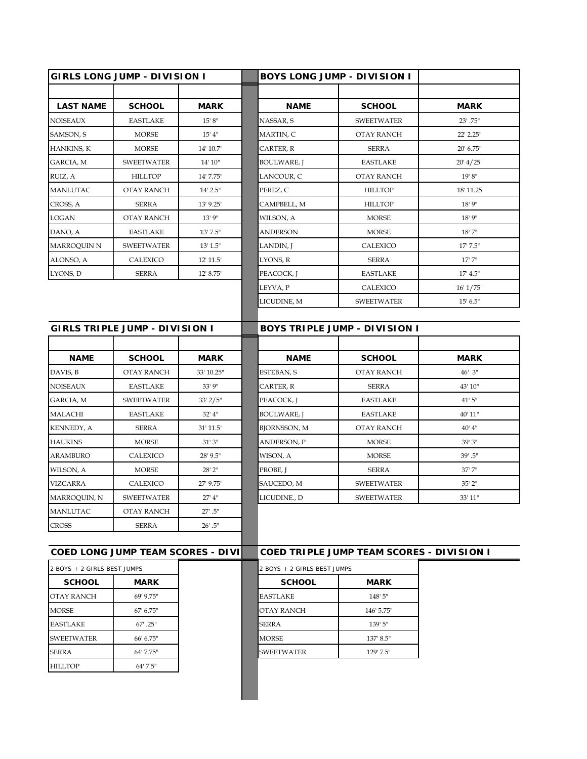## GIRLS LONG JUMP - DIVISION I

| LAST NAME | SCHOOL | MARK |
| --- | --- | --- |
| NOISEAUX | EASTLAKE | 15' 8" |
| SAMSON, S | MORSE | 15' 4" |
| HANKINS, K | MORSE | 14' 10.7" |
| GARCIA, M | SWEETWATER | 14' 10" |
| RUIZ, A | HILLTOP | 14' 7.75" |
| MANLUTAC | OTAY RANCH | 14' 2.5" |
| CROSS, A | SERRA | 13' 9.25" |
| LOGAN | OTAY RANCH | 13' 9" |
| DANO, A | EASTLAKE | 13' 7.5" |
| MARROQUIN N | SWEETWATER | 13' 1.5" |
| ALONSO, A | CALEXICO | 12' 11.5" |
| LYONS, D | SERRA | 12' 8.75" |

## BOYS LONG JUMP - DIVISION I

| NAME | SCHOOL | MARK |
| --- | --- | --- |
| NASSAR, S | SWEETWATER | 23' .75" |
| MARTIN, C | OTAY RANCH | 22' 2.25" |
| CARTER, R | SERRA | 20' 6.75" |
| BOULWARE, J | EASTLAKE | 20' 4/25" |
| LANCOUR, C | OTAY RANCH | 19' 8" |
| PEREZ, C | HILLTOP | 18' 11.25 |
| CAMPBELL, M | HILLTOP | 18' 9" |
| WILSON, A | MORSE | 18' 9" |
| ANDERSON | MORSE | 18' 7" |
| LANDIN, J | CALEXICO | 17' 7.5" |
| LYONS, R | SERRA | 17' 7" |
| PEACOCK, J | EASTLAKE | 17' 4.5" |
| LEYVA, P | CALEXICO | 16' 1/75" |
| LICUDINE, M | SWEETWATER | 15' 6.5" |

## GIRLS TRIPLE JUMP - DIVISION I

| NAME | SCHOOL | MARK |
| --- | --- | --- |
| DAVIS, B | OTAY RANCH | 33' 10.25" |
| NOISEAUX | EASTLAKE | 33' 9" |
| GARCIA, M | SWEETWATER | 33' 2/5" |
| MALACHI | EASTLAKE | 32' 4" |
| KENNEDY, A | SERRA | 31' 11.5" |
| HAUKINS | MORSE | 31' 3" |
| ARAMBURO | CALEXICO | 28' 9.5" |
| WILSON, A | MORSE | 28' 2" |
| VIZCARRA | CALEXICO | 27' 9.75" |
| MARROQUIN, N | SWEETWATER | 27' 4" |
| MANLUTAC | OTAY RANCH | 27' .5" |
| CROSS | SERRA | 26' .5" |

## BOYS TRIPLE JUMP - DIVISION I

| NAME | SCHOOL | MARK |
| --- | --- | --- |
| ESTEBAN, S | OTAY RANCH | 46' 3" |
| CARTER, R | SERRA | 43' 10" |
| PEACOCK, J | EASTLAKE | 41' 5" |
| BOULWARE, J | EASTLAKE | 40' 11" |
| BJORNSSON, M | OTAY RANCH | 40' 4" |
| ANDERSON, P | MORSE | 39' 3" |
| WISON, A | MORSE | 39' .5" |
| PROBE, J | SERRA | 37' 7" |
| SAUCEDO, M | SWEETWATER | 35' 2" |
| LICUDINE., D | SWEETWATER | 33' 11" |

## COED LONG JUMP TEAM SCORES - DIVI

2 BOYS + 2 GIRLS BEST JUMPS

| SCHOOL | MARK |
| --- | --- |
| OTAY RANCH | 69' 9.75" |
| MORSE | 67' 6.75" |
| EASTLAKE | 67' .25" |
| SWEETWATER | 66' 6.75" |
| SERRA | 64' 7.75" |
| HILLTOP | 64' 7.5" |

## COED TRIPLE JUMP TEAM SCORES - DIVISION I

2 BOYS + 2 GIRLS BEST JUMPS

| SCHOOL | MARK |
| --- | --- |
| EASTLAKE | 148' 5" |
| OTAY RANCH | 146' 5.75" |
| SERRA | 139' 5" |
| MORSE | 137' 8.5" |
| SWEETWATER | 129' 7.5" |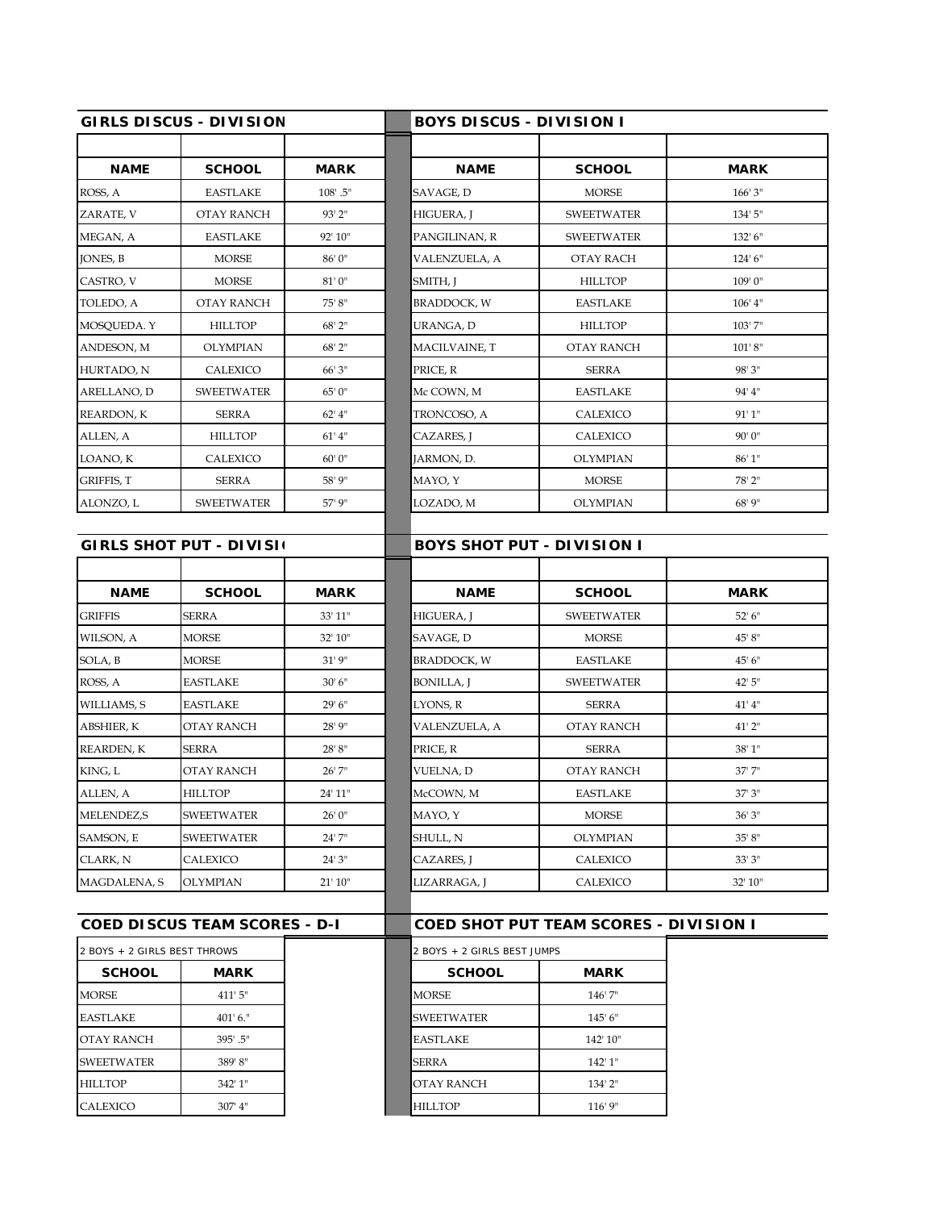## GIRLS DISCUS - DIVISION

| NAME | SCHOOL | MARK |
|---|---|---|
| ROSS, A | EASTLAKE | 108' .5" |
| ZARATE, V | OTAY RANCH | 93' 2" |
| MEGAN, A | EASTLAKE | 92' 10" |
| JONES, B | MORSE | 86' 0" |
| CASTRO, V | MORSE | 81' 0" |
| TOLEDO, A | OTAY RANCH | 75' 8" |
| MOSQUEDA. Y | HILLTOP | 68' 2" |
| ANDESON, M | OLYMPIAN | 68' 2" |
| HURTADO, N | CALEXICO | 66' 3" |
| ARELLANO, D | SWEETWATER | 65' 0" |
| REARDON, K | SERRA | 62' 4" |
| ALLEN, A | HILLTOP | 61' 4" |
| LOANO, K | CALEXICO | 60' 0" |
| GRIFFIS, T | SERRA | 58' 9" |
| ALONZO, L | SWEETWATER | 57' 9" |

## BOYS DISCUS - DIVISION I

| NAME | SCHOOL | MARK |
|---|---|---|
| SAVAGE, D | MORSE | 166' 3" |
| HIGUERA, J | SWEETWATER | 134' 5" |
| PANGILINAN, R | SWEETWATER | 132' 6" |
| VALENZUELA, A | OTAY RACH | 124' 6" |
| SMITH, J | HILLTOP | 109' 0" |
| BRADDOCK, W | EASTLAKE | 106' 4" |
| URANGA, D | HILLTOP | 103' 7" |
| MACILVAINE, T | OTAY RANCH | 101' 8" |
| PRICE, R | SERRA | 98' 3" |
| Mc COWN, M | EASTLAKE | 94' 4" |
| TRONCOSO, A | CALEXICO | 91' 1" |
| CAZARES, J | CALEXICO | 90' 0" |
| JARMON, D. | OLYMPIAN | 86' 1" |
| MAYO, Y | MORSE | 78' 2" |
| LOZADO, M | OLYMPIAN | 68' 9" |

## GIRLS SHOT PUT - DIVISI

| NAME | SCHOOL | MARK |
|---|---|---|
| GRIFFIS | SERRA | 33' 11" |
| WILSON, A | MORSE | 32' 10" |
| SOLA, B | MORSE | 31' 9" |
| ROSS, A | EASTLAKE | 30' 6" |
| WILLIAMS, S | EASTLAKE | 29' 6" |
| ABSHIER, K | OTAY RANCH | 28' 9" |
| REARDEN, K | SERRA | 28' 8" |
| KING, L | OTAY RANCH | 26' 7" |
| ALLEN, A | HILLTOP | 24' 11" |
| MELENDEZ,S | SWEETWATER | 26' 0" |
| SAMSON, E | SWEETWATER | 24' 7" |
| CLARK, N | CALEXICO | 24' 3" |
| MAGDALENA, S | OLYMPIAN | 21' 10" |

## BOYS SHOT PUT - DIVISION I

| NAME | SCHOOL | MARK |
|---|---|---|
| HIGUERA, J | SWEETWATER | 52' 6" |
| SAVAGE, D | MORSE | 45' 8" |
| BRADDOCK, W | EASTLAKE | 45' 6" |
| BONILLA, J | SWEETWATER | 42' 5" |
| LYONS, R | SERRA | 41' 4" |
| VALENZUELA, A | OTAY RANCH | 41' 2" |
| PRICE, R | SERRA | 38' 1" |
| VUELNA, D | OTAY RANCH | 37' 7" |
| McCOWN, M | EASTLAKE | 37' 3" |
| MAYO, Y | MORSE | 36' 3" |
| SHULL, N | OLYMPIAN | 35' 8" |
| CAZARES, J | CALEXICO | 33' 3" |
| LIZARRAGA, J | CALEXICO | 32' 10" |

## COED DISCUS TEAM SCORES - D-I

2 BOYS + 2 GIRLS BEST THROWS

| SCHOOL | MARK |
|---|---|
| MORSE | 411' 5" |
| EASTLAKE | 401' 6." |
| OTAY RANCH | 395' .5" |
| SWEETWATER | 389' 8" |
| HILLTOP | 342' 1" |
| CALEXICO | 307' 4" |

## COED SHOT PUT TEAM SCORES - DIVISION I

2 BOYS + 2 GIRLS BEST JUMPS

| SCHOOL | MARK |
|---|---|
| MORSE | 146' 7" |
| SWEETWATER | 145' 6" |
| EASTLAKE | 142' 10" |
| SERRA | 142' 1" |
| OTAY RANCH | 134' 2" |
| HILLTOP | 116' 9" |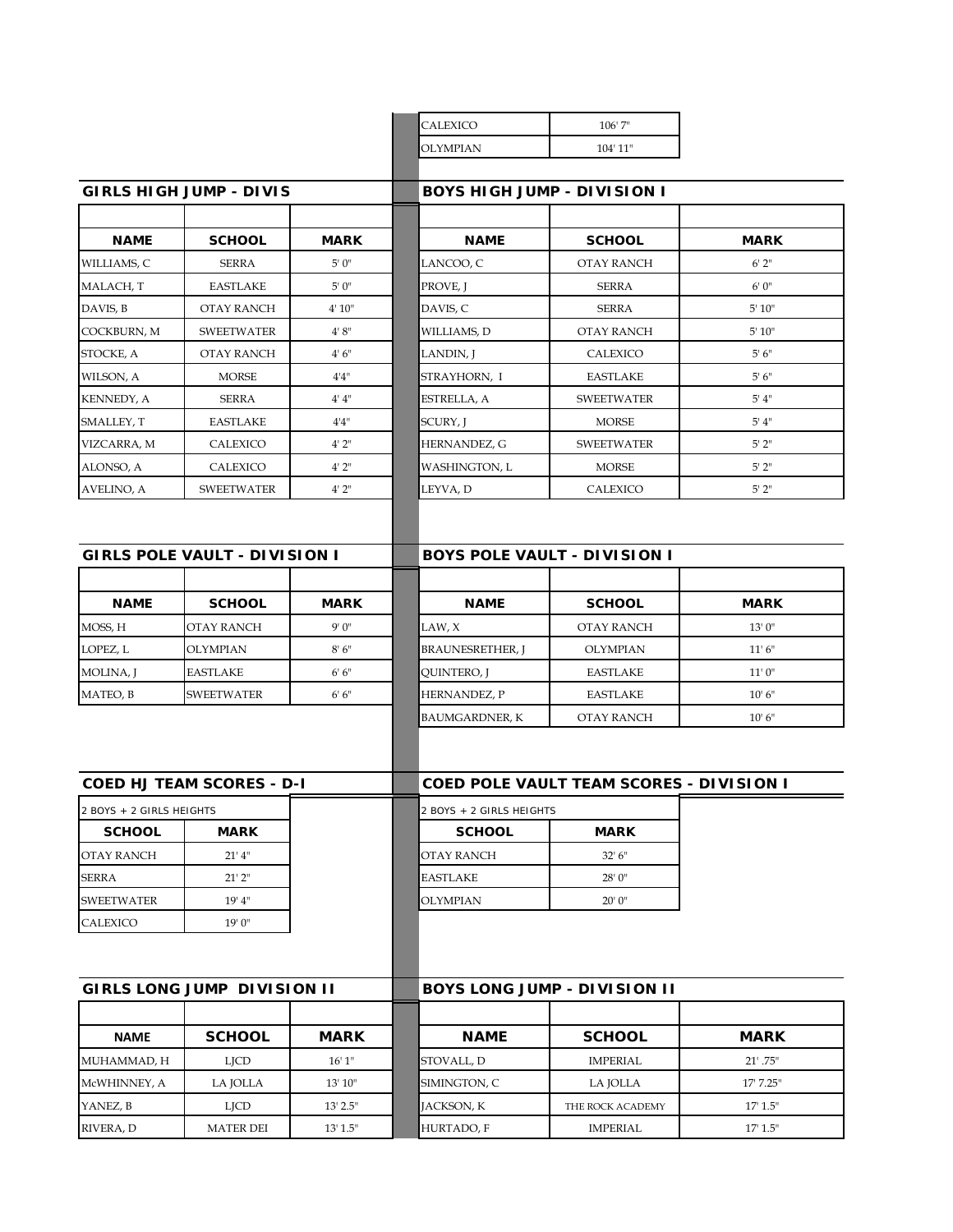| | |
|---|---|
| CALEXICO | 106' 7" |
| OLYMPIAN | 104' 11" |

## GIRLS HIGH JUMP - DIVIS

| NAME | SCHOOL | MARK |
|---|---|---|
| WILLIAMS, C | SERRA | 5' 0" |
| MALACH, T | EASTLAKE | 5' 0" |
| DAVIS, B | OTAY RANCH | 4' 10" |
| COCKBURN, M | SWEETWATER | 4' 8" |
| STOCKE, A | OTAY RANCH | 4' 6" |
| WILSON, A | MORSE | 4'4" |
| KENNEDY, A | SERRA | 4' 4" |
| SMALLEY, T | EASTLAKE | 4'4" |
| VIZCARRA, M | CALEXICO | 4' 2" |
| ALONSO, A | CALEXICO | 4' 2" |
| AVELINO, A | SWEETWATER | 4' 2" |

## BOYS HIGH JUMP - DIVISION I

| NAME | SCHOOL | MARK |
|---|---|---|
| LANCOO, C | OTAY RANCH | 6' 2" |
| PROVE, J | SERRA | 6' 0" |
| DAVIS, C | SERRA | 5' 10" |
| WILLIAMS, D | OTAY RANCH | 5' 10" |
| LANDIN, J | CALEXICO | 5' 6" |
| STRAYHORN, I | EASTLAKE | 5' 6" |
| ESTRELLA, A | SWEETWATER | 5' 4" |
| SCURY, J | MORSE | 5' 4" |
| HERNANDEZ, G | SWEETWATER | 5' 2" |
| WASHINGTON, L | MORSE | 5' 2" |
| LEYVA, D | CALEXICO | 5' 2" |

## GIRLS POLE VAULT - DIVISION I

| NAME | SCHOOL | MARK |
|---|---|---|
| MOSS, H | OTAY RANCH | 9' 0" |
| LOPEZ, L | OLYMPIAN | 8' 6" |
| MOLINA, J | EASTLAKE | 6' 6" |
| MATEO, B | SWEETWATER | 6' 6" |

## BOYS POLE VAULT - DIVISION I

| NAME | SCHOOL | MARK |
|---|---|---|
| LAW, X | OTAY RANCH | 13' 0" |
| BRAUNESRETHER, J | OLYMPIAN | 11' 6" |
| QUINTERO, J | EASTLAKE | 11' 0" |
| HERNANDEZ, P | EASTLAKE | 10' 6" |
| BAUMGARDNER, K | OTAY RANCH | 10' 6" |

## COED HJ TEAM SCORES - D-I

2 BOYS + 2 GIRLS HEIGHTS

| SCHOOL | MARK |
|---|---|
| OTAY RANCH | 21' 4" |
| SERRA | 21' 2" |
| SWEETWATER | 19' 4" |
| CALEXICO | 19' 0" |

## COED POLE VAULT TEAM SCORES - DIVISION I

2 BOYS + 2 GIRLS HEIGHTS

| SCHOOL | MARK |
|---|---|
| OTAY RANCH | 32' 6" |
| EASTLAKE | 28' 0" |
| OLYMPIAN | 20' 0" |

## GIRLS LONG JUMP DIVISION II

| NAME | SCHOOL | MARK |
|---|---|---|
| MUHAMMAD, H | LJCD | 16' 1" |
| McWHINNEY, A | LA JOLLA | 13' 10" |
| YANEZ, B | LJCD | 13' 2.5" |
| RIVERA, D | MATER DEI | 13' 1.5" |

## BOYS LONG JUMP - DIVISION II

| NAME | SCHOOL | MARK |
|---|---|---|
| STOVALL, D | IMPERIAL | 21' .75" |
| SIMINGTON, C | LA JOLLA | 17' 7.25" |
| JACKSON, K | THE ROCK ACADEMY | 17' 1.5" |
| HURTADO, F | IMPERIAL | 17' 1.5" |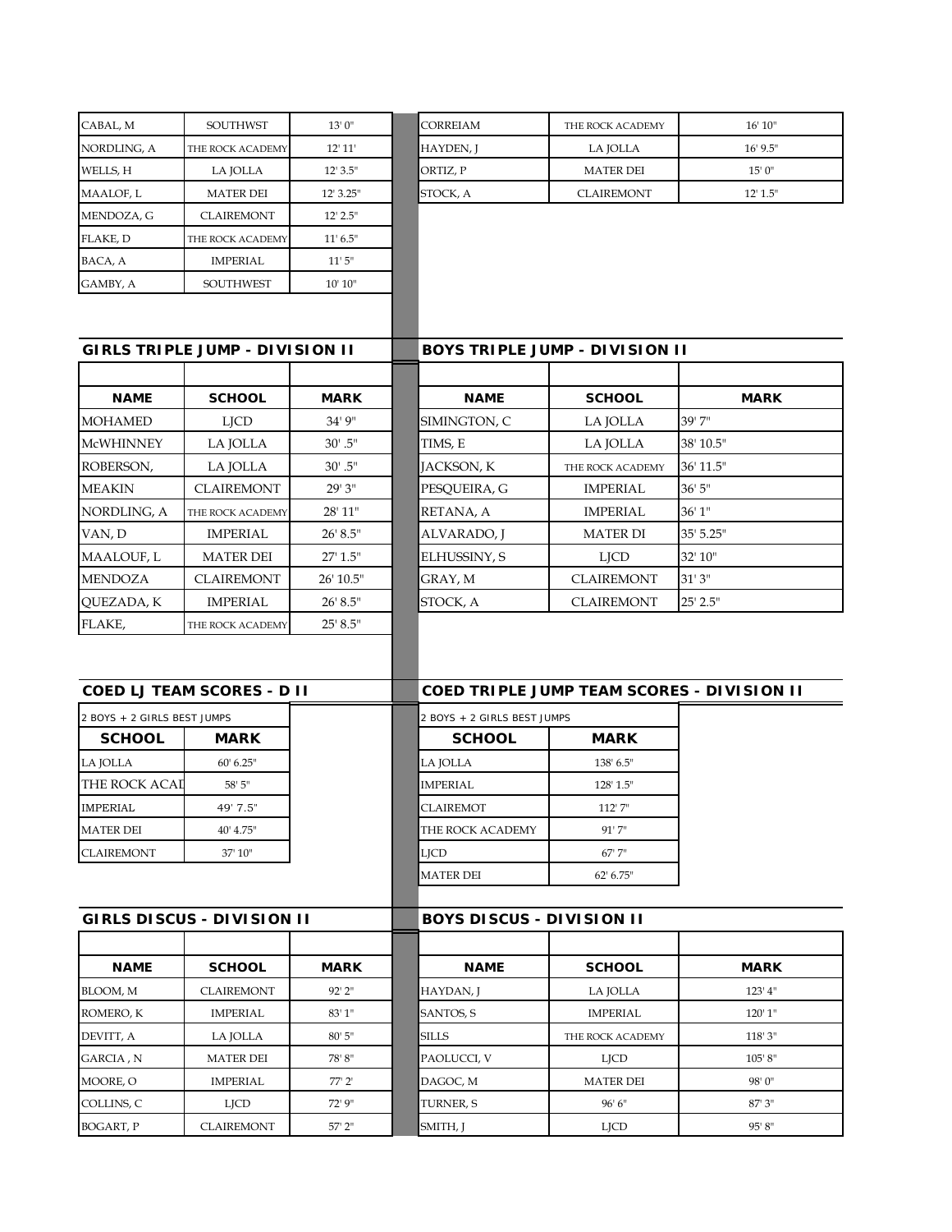| | | |
|---|---|---|
| CABAL, M | SOUTHWST | 13' 0" |
| NORDLING, A | THE ROCK ACADEMY | 12' 11' |
| WELLS, H | LA JOLLA | 12' 3.5" |
| MAALOF, L | MATER DEI | 12' 3.25" |
| MENDOZA, G | CLAIREMONT | 12' 2.5" |
| FLAKE, D | THE ROCK ACADEMY | 11' 6.5" |
| BACA, A | IMPERIAL | 11' 5" |
| GAMBY, A | SOUTHWEST | 10' 10" |

| | | |
|---|---|---|
| CORREIAM | THE ROCK ACADEMY | 16' 10" |
| HAYDEN, J | LA JOLLA | 16' 9.5" |
| ORTIZ, P | MATER DEI | 15' 0" |
| STOCK, A | CLAIREMONT | 12' 1.5" |

## GIRLS TRIPLE JUMP - DIVISION II

| NAME | SCHOOL | MARK |
|---|---|---|
| MOHAMED | LJCD | 34' 9" |
| McWHINNEY | LA JOLLA | 30' .5" |
| ROBERSON, | LA JOLLA | 30' .5" |
| MEAKIN | CLAIREMONT | 29' 3" |
| NORDLING, A | THE ROCK ACADEMY | 28' 11" |
| VAN, D | IMPERIAL | 26' 8.5" |
| MAALOUF, L | MATER DEI | 27' 1.5" |
| MENDOZA | CLAIREMONT | 26' 10.5" |
| QUEZADA, K | IMPERIAL | 26' 8.5" |
| FLAKE, | THE ROCK ACADEMY | 25' 8.5" |

## BOYS TRIPLE JUMP - DIVISION II

| NAME | SCHOOL | MARK |
|---|---|---|
| SIMINGTON, C | LA JOLLA | 39' 7" |
| TIMS, E | LA JOLLA | 38' 10.5" |
| JACKSON, K | THE ROCK ACADEMY | 36' 11.5" |
| PESQUEIRA, G | IMPERIAL | 36' 5" |
| RETANA, A | IMPERIAL | 36' 1" |
| ALVARADO, J | MATER DI | 35' 5.25" |
| ELHUSSINY, S | LJCD | 32' 10" |
| GRAY, M | CLAIREMONT | 31' 3" |
| STOCK, A | CLAIREMONT | 25' 2.5" |

## COED LJ TEAM SCORES - D II

2 BOYS + 2 GIRLS BEST JUMPS

| SCHOOL | MARK |
|---|---|
| LA JOLLA | 60' 6.25" |
| THE ROCK ACAD | 58' 5" |
| IMPERIAL | 49' 7.5" |
| MATER DEI | 40' 4.75" |
| CLAIREMONT | 37' 10" |

## COED TRIPLE JUMP TEAM SCORES - DIVISION II

2 BOYS + 2 GIRLS BEST JUMPS

| SCHOOL | MARK |
|---|---|
| LA JOLLA | 138' 6.5" |
| IMPERIAL | 128' 1.5" |
| CLAIREMOT | 112' 7" |
| THE ROCK ACADEMY | 91' 7" |
| LJCD | 67' 7" |
| MATER DEI | 62' 6.75" |

## GIRLS DISCUS - DIVISION II

| NAME | SCHOOL | MARK |
|---|---|---|
| BLOOM, M | CLAIREMONT | 92' 2" |
| ROMERO, K | IMPERIAL | 83' 1" |
| DEVITT, A | LA JOLLA | 80' 5" |
| GARCIA , N | MATER DEI | 78' 8" |
| MOORE, O | IMPERIAL | 77' 2' |
| COLLINS, C | LJCD | 72' 9" |
| BOGART, P | CLAIREMONT | 57' 2" |

## BOYS DISCUS - DIVISION II

| NAME | SCHOOL | MARK |
|---|---|---|
| HAYDAN, J | LA JOLLA | 123' 4" |
| SANTOS, S | IMPERIAL | 120' 1" |
| SILLS | THE ROCK ACADEMY | 118' 3" |
| PAOLUCCI, V | LJCD | 105' 8" |
| DAGOC, M | MATER DEI | 98' 0" |
| TURNER, S | 96' 6" | 87' 3" |
| SMITH, J | LJCD | 95' 8" |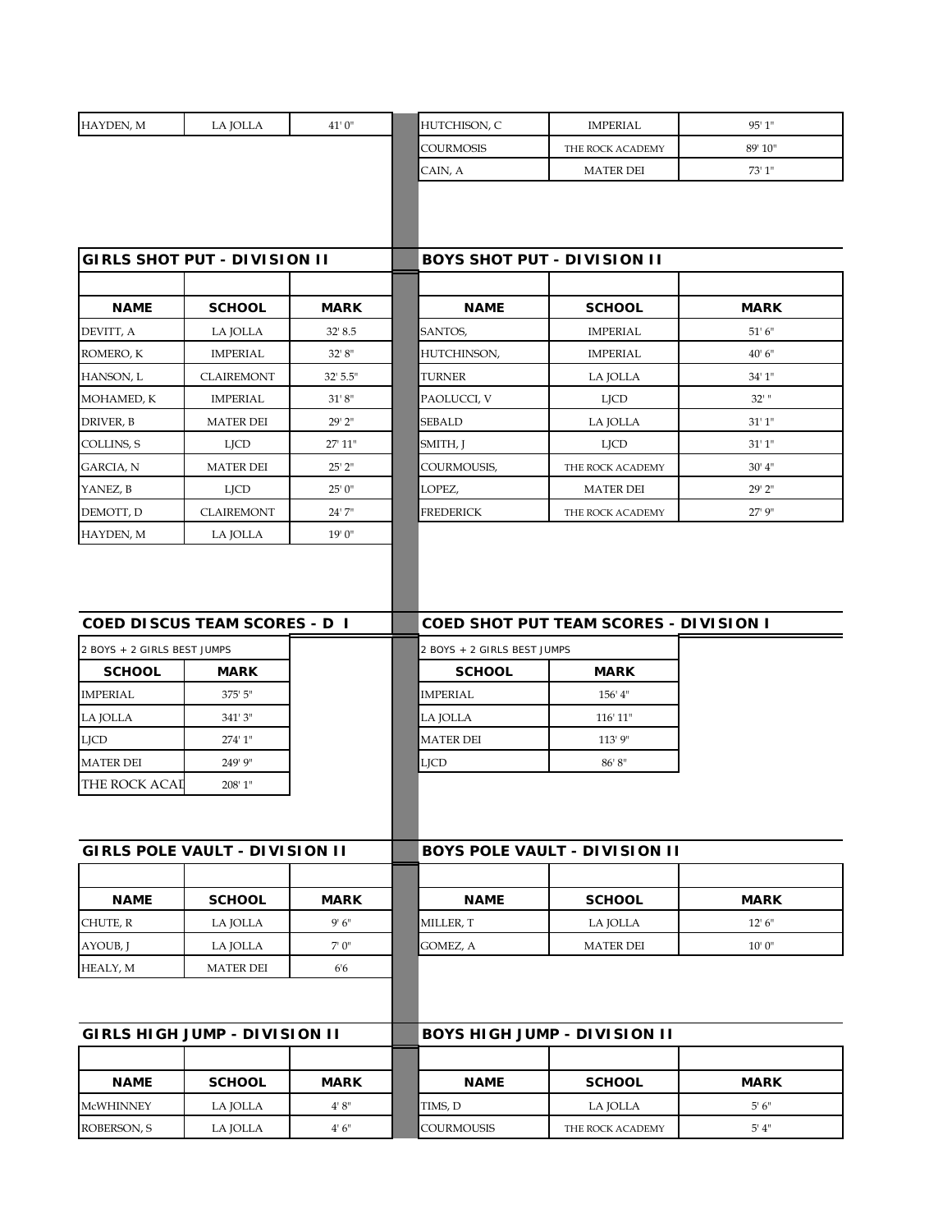| | | |
|---|---|---|
| HAYDEN, M | LA JOLLA | 41' 0" |

| | | |
|---|---|---|
| HUTCHISON, C | IMPERIAL | 95' 1" |
| COURMOSIS | THE ROCK ACADEMY | 89' 10" |
| CAIN, A | MATER DEI | 73' 1" |

## GIRLS SHOT PUT - DIVISION II

| NAME | SCHOOL | MARK |
|---|---|---|
| DEVITT, A | LA JOLLA | 32' 8.5 |
| ROMERO, K | IMPERIAL | 32' 8" |
| HANSON, L | CLAIREMONT | 32' 5.5" |
| MOHAMED, K | IMPERIAL | 31' 8" |
| DRIVER, B | MATER DEI | 29' 2" |
| COLLINS, S | LJCD | 27' 11" |
| GARCIA, N | MATER DEI | 25' 2" |
| YANEZ, B | LJCD | 25' 0" |
| DEMOTT, D | CLAIREMONT | 24' 7" |
| HAYDEN, M | LA JOLLA | 19' 0" |

## BOYS SHOT PUT - DIVISION II

| NAME | SCHOOL | MARK |
|---|---|---|
| SANTOS, | IMPERIAL | 51' 6" |
| HUTCHINSON, | IMPERIAL | 40' 6" |
| TURNER | LA JOLLA | 34' 1" |
| PAOLUCCI, V | LJCD | 32' " |
| SEBALD | LA JOLLA | 31' 1" |
| SMITH, J | LJCD | 31' 1" |
| COURMOUSIS, | THE ROCK ACADEMY | 30' 4" |
| LOPEZ, | MATER DEI | 29' 2" |
| FREDERICK | THE ROCK ACADEMY | 27' 9" |

## COED DISCUS TEAM SCORES - D I

2 BOYS + 2 GIRLS BEST JUMPS

| SCHOOL | MARK |
|---|---|
| IMPERIAL | 375' 5" |
| LA JOLLA | 341' 3" |
| LJCD | 274' 1" |
| MATER DEI | 249' 9" |
| THE ROCK ACAD | 208' 1" |

## COED SHOT PUT TEAM SCORES - DIVISION I

2 BOYS + 2 GIRLS BEST JUMPS

| SCHOOL | MARK |
|---|---|
| IMPERIAL | 156' 4" |
| LA JOLLA | 116' 11" |
| MATER DEI | 113' 9" |
| LJCD | 86' 8" |

## GIRLS POLE VAULT - DIVISION II

| NAME | SCHOOL | MARK |
|---|---|---|
| CHUTE, R | LA JOLLA | 9' 6" |
| AYOUB, J | LA JOLLA | 7' 0" |
| HEALY, M | MATER DEI | 6'6 |

## BOYS POLE VAULT - DIVISION II

| NAME | SCHOOL | MARK |
|---|---|---|
| MILLER, T | LA JOLLA | 12' 6" |
| GOMEZ, A | MATER DEI | 10' 0" |

## GIRLS HIGH JUMP - DIVISION II

| NAME | SCHOOL | MARK |
|---|---|---|
| McWHINNEY | LA JOLLA | 4' 8" |
| ROBERSON, S | LA JOLLA | 4' 6" |

## BOYS HIGH JUMP - DIVISION II

| NAME | SCHOOL | MARK |
|---|---|---|
| TIMS, D | LA JOLLA | 5' 6" |
| COURMOUSIS | THE ROCK ACADEMY | 5' 4" |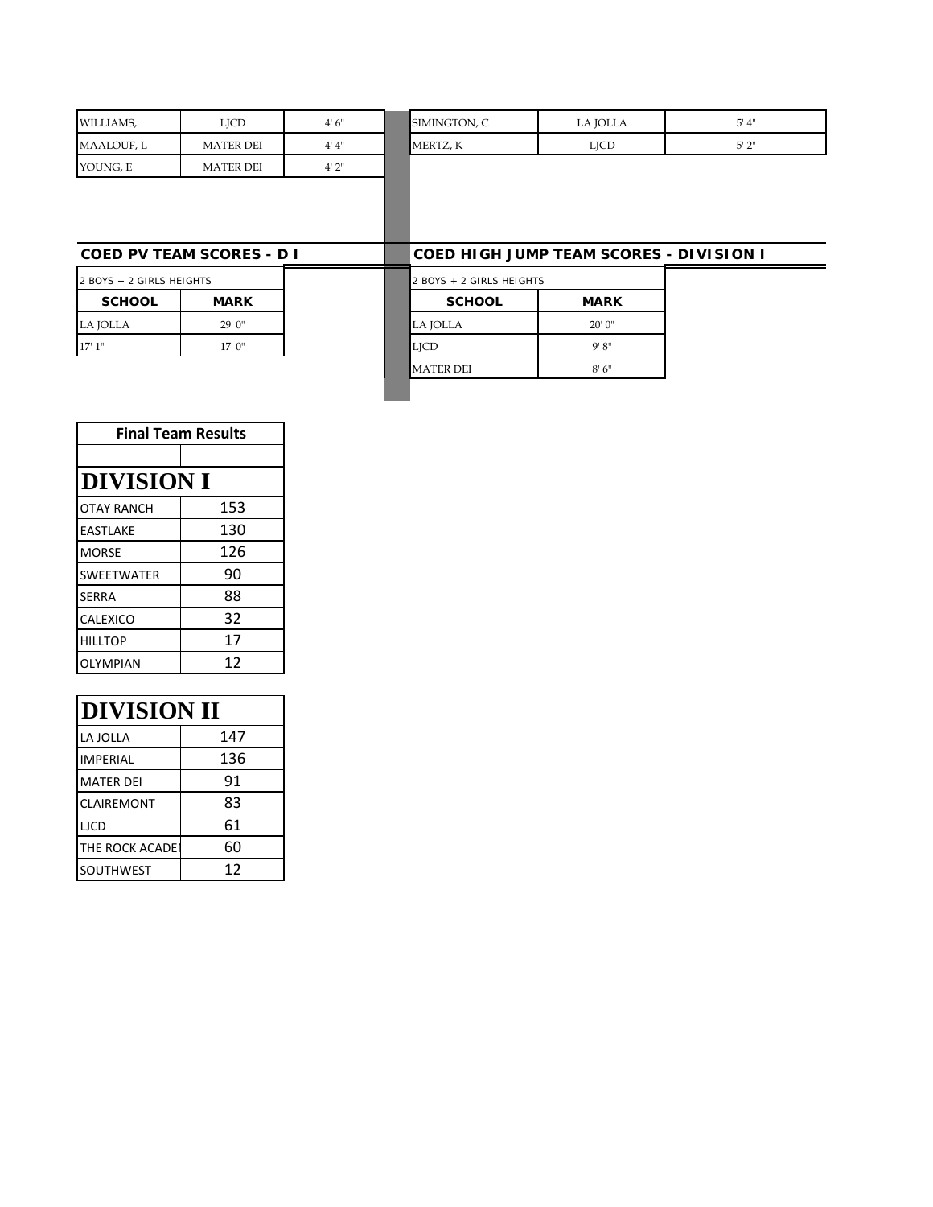| | | |
|---|---|---|
| WILLIAMS, | LJCD | 4' 6" |
| MAALOUF, L | MATER DEI | 4' 4" |
| YOUNG, E | MATER DEI | 4' 2" |

| | | |
|---|---|---|
| SIMINGTON, C | LA JOLLA | 5' 4" |
| MERTZ, K | LJCD | 5' 2" |

## COED PV TEAM SCORES - D I

2 BOYS + 2 GIRLS HEIGHTS

| SCHOOL | MARK |
|---|---|
| LA JOLLA | 29' 0" |
| 17' 1" | 17' 0" |

## COED HIGH JUMP TEAM SCORES - DIVISION I

2 BOYS + 2 GIRLS HEIGHTS

| SCHOOL | MARK |
|---|---|
| LA JOLLA | 20' 0" |
| LJCD | 9' 8" |
| MATER DEI | 8' 6" |

## Final Team Results

# DIVISION I

| | |
|---|---|
| OTAY RANCH | 153 |
| EASTLAKE | 130 |
| MORSE | 126 |
| SWEETWATER | 90 |
| SERRA | 88 |
| CALEXICO | 32 |
| HILLTOP | 17 |
| OLYMPIAN | 12 |

# DIVISION II

| | |
|---|---|
| LA JOLLA | 147 |
| IMPERIAL | 136 |
| MATER DEI | 91 |
| CLAIREMONT | 83 |
| LJCD | 61 |
| THE ROCK ACADEI | 60 |
| SOUTHWEST | 12 |